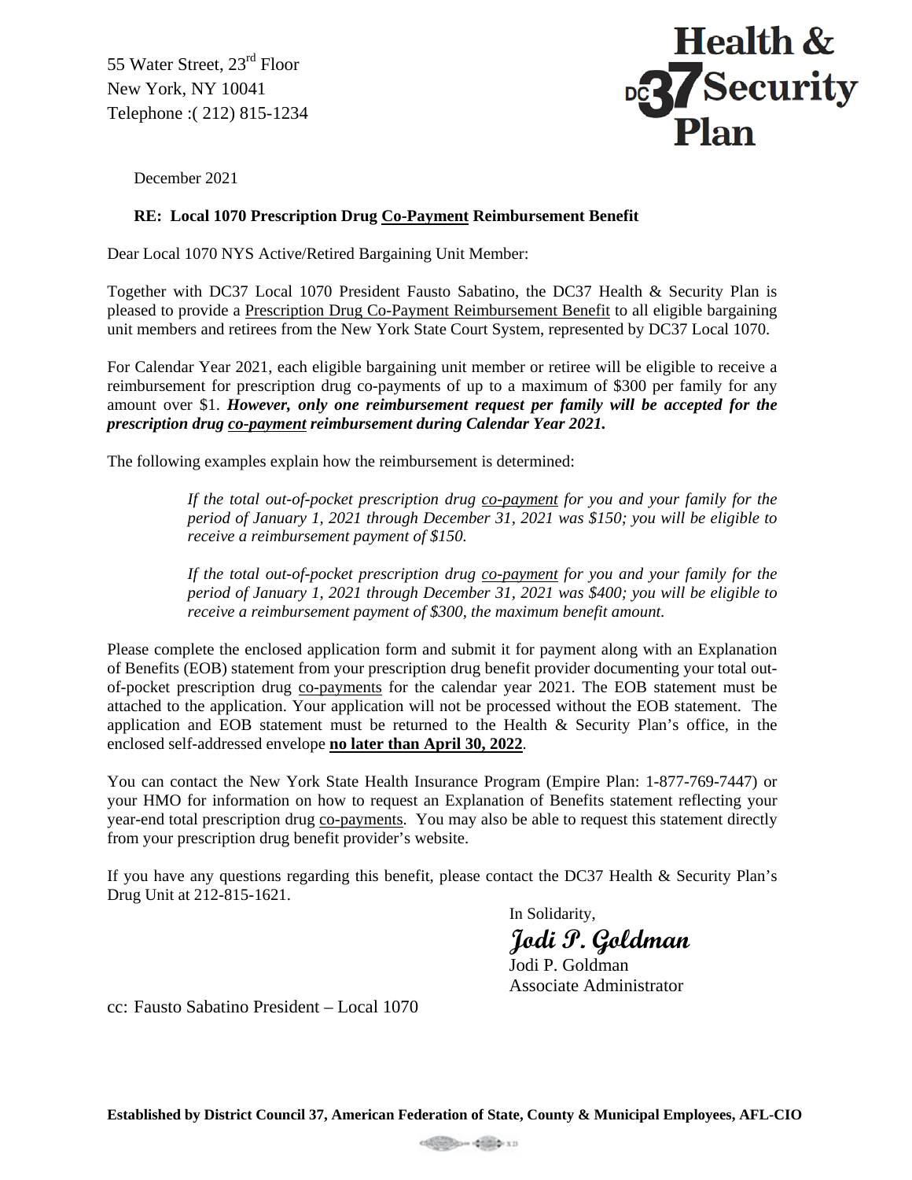55 Water Street, 23rd Floor
New York, NY 10041
Telephone :( 212) 815-1234

**Health & DC37 Security Plan**

December 2021

**RE: Local 1070 Prescription Drug Co-Payment Reimbursement Benefit**

Dear Local 1070 NYS Active/Retired Bargaining Unit Member:

Together with DC37 Local 1070 President Fausto Sabatino, the DC37 Health & Security Plan is pleased to provide a Prescription Drug Co-Payment Reimbursement Benefit to all eligible bargaining unit members and retirees from the New York State Court System, represented by DC37 Local 1070.

For Calendar Year 2021, each eligible bargaining unit member or retiree will be eligible to receive a reimbursement for prescription drug co-payments of up to a maximum of $300 per family for any amount over $1. ***However, only one reimbursement request per family will be accepted for the prescription drug co-payment reimbursement during Calendar Year 2021.***

The following examples explain how the reimbursement is determined:

> *If the total out-of-pocket prescription drug co-payment for you and your family for the period of January 1, 2021 through December 31, 2021 was $150; you will be eligible to receive a reimbursement payment of $150.*
>
> *If the total out-of-pocket prescription drug co-payment for you and your family for the period of January 1, 2021 through December 31, 2021 was $400; you will be eligible to receive a reimbursement payment of $300, the maximum benefit amount.*

Please complete the enclosed application form and submit it for payment along with an Explanation of Benefits (EOB) statement from your prescription drug benefit provider documenting your total out-of-pocket prescription drug co-payments for the calendar year 2021. The EOB statement must be attached to the application. Your application will not be processed without the EOB statement. The application and EOB statement must be returned to the Health & Security Plan's office, in the enclosed self-addressed envelope **no later than April 30, 2022**.

You can contact the New York State Health Insurance Program (Empire Plan: 1-877-769-7447) or your HMO for information on how to request an Explanation of Benefits statement reflecting your year-end total prescription drug co-payments. You may also be able to request this statement directly from your prescription drug benefit provider's website.

If you have any questions regarding this benefit, please contact the DC37 Health & Security Plan's Drug Unit at 212-815-1621.

In Solidarity,

*Jodi P. Goldman*

Jodi P. Goldman
Associate Administrator

cc: Fausto Sabatino President – Local 1070

**Established by District Council 37, American Federation of State, County & Municipal Employees, AFL-CIO**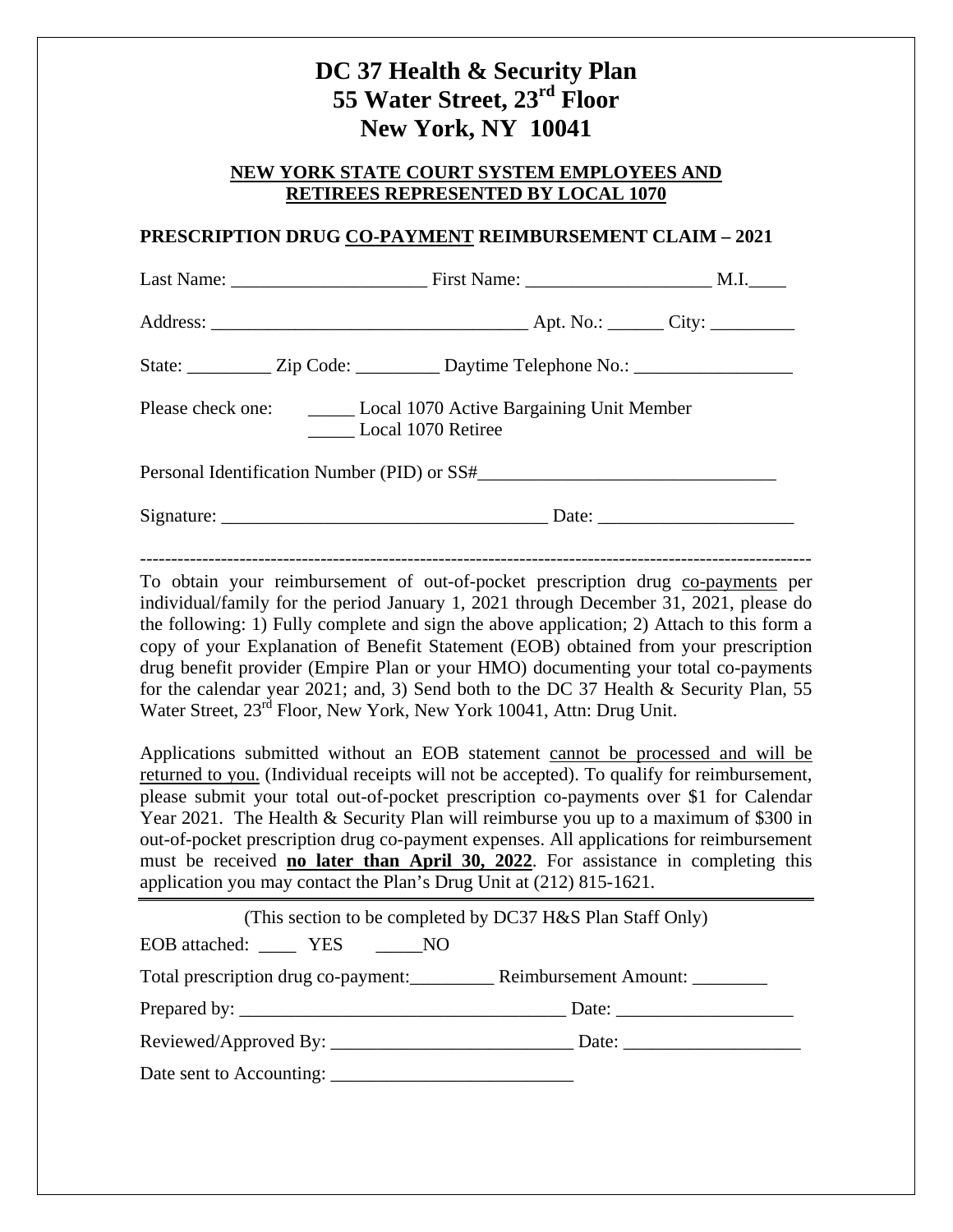# DC 37 Health & Security Plan
# 55 Water Street, 23rd Floor
# New York, NY 10041

## NEW YORK STATE COURT SYSTEM EMPLOYEES AND RETIREES REPRESENTED BY LOCAL 1070

### PRESCRIPTION DRUG CO-PAYMENT REIMBURSEMENT CLAIM – 2021

Last Name: _____________________ First Name: ____________________ M.I.____

Address: __________________________________ Apt. No.: ______ City: _________

State: _________ Zip Code: _________ Daytime Telephone No.: _________________

Please check one: _____ Local 1070 Active Bargaining Unit Member
_____ Local 1070 Retiree

Personal Identification Number (PID) or SS#________________________________

Signature: ___________________________________ Date: _____________________

---

To obtain your reimbursement of out-of-pocket prescription drug co-payments per individual/family for the period January 1, 2021 through December 31, 2021, please do the following: 1) Fully complete and sign the above application; 2) Attach to this form a copy of your Explanation of Benefit Statement (EOB) obtained from your prescription drug benefit provider (Empire Plan or your HMO) documenting your total co-payments for the calendar year 2021; and, 3) Send both to the DC 37 Health & Security Plan, 55 Water Street, 23rd Floor, New York, New York 10041, Attn: Drug Unit.

Applications submitted without an EOB statement cannot be processed and will be returned to you. (Individual receipts will not be accepted). To qualify for reimbursement, please submit your total out-of-pocket prescription co-payments over $1 for Calendar Year 2021. The Health & Security Plan will reimburse you up to a maximum of $300 in out-of-pocket prescription drug co-payment expenses. All applications for reimbursement must be received **no later than April 30, 2022**. For assistance in completing this application you may contact the Plan's Drug Unit at (212) 815-1621.

---

(This section to be completed by DC37 H&S Plan Staff Only)

EOB attached: ____ YES _____NO

Total prescription drug co-payment:_________ Reimbursement Amount: ________

Prepared by: ___________________________________ Date: ___________________

Reviewed/Approved By: __________________________ Date: ___________________

Date sent to Accounting: __________________________